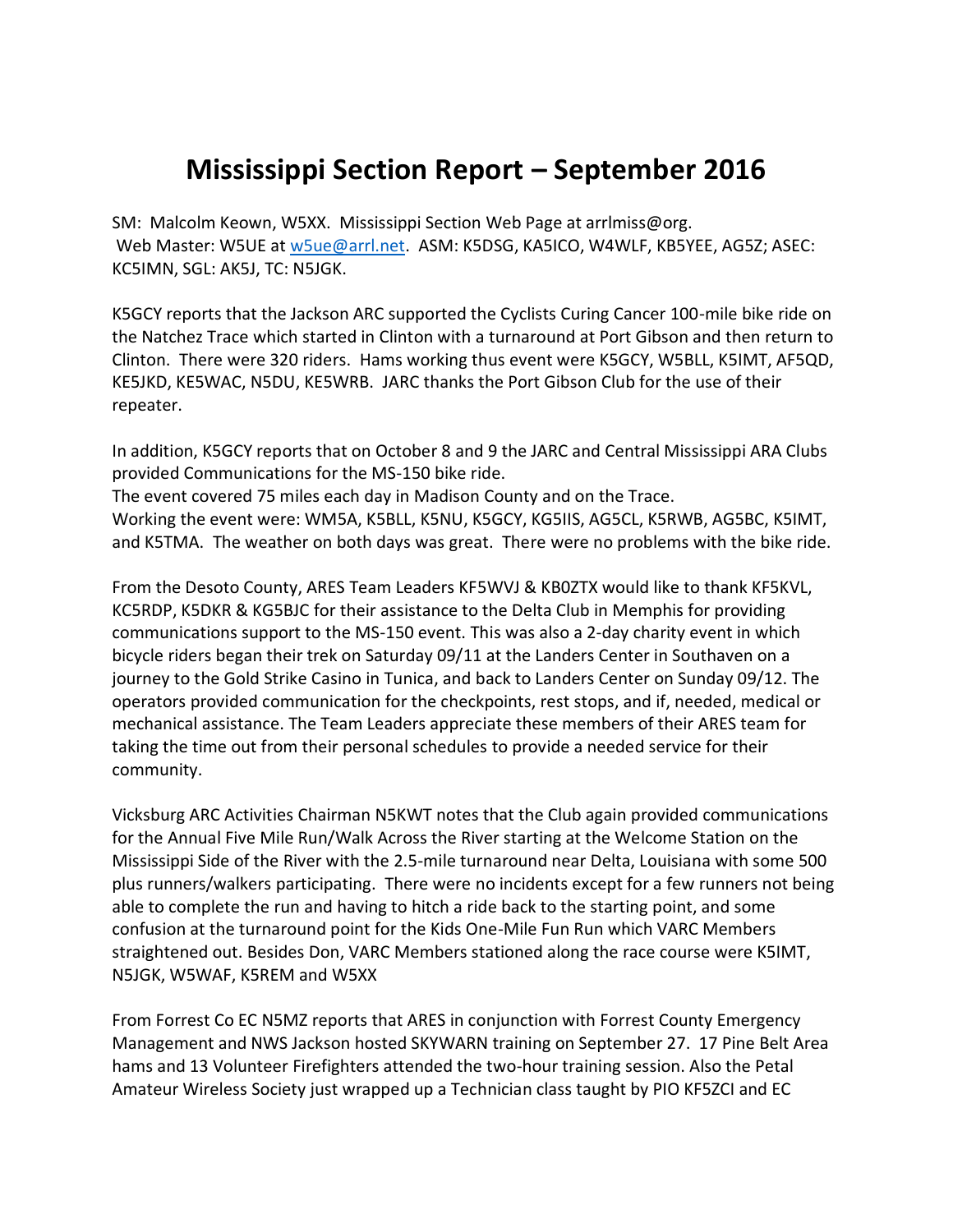# Mississippi Section Report – September 2016

SM: Malcolm Keown, W5XX. Mississippi Section Web Page at arrlmiss@org. Web Master: W5UE at w5ue@arrl.net. ASM: K5DSG, KA5ICO, W4WLF, KB5YEE, AG5Z; ASEC: KC5IMN, SGL: AK5J, TC: N5JGK.

K5GCY reports that the Jackson ARC supported the Cyclists Curing Cancer 100-mile bike ride on the Natchez Trace which started in Clinton with a turnaround at Port Gibson and then return to Clinton. There were 320 riders. Hams working thus event were K5GCY, W5BLL, K5IMT, AF5QD, KE5JKD, KE5WAC, N5DU, KE5WRB. JARC thanks the Port Gibson Club for the use of their repeater.

In addition, K5GCY reports that on October 8 and 9 the JARC and Central Mississippi ARA Clubs provided Communications for the MS-150 bike ride.
The event covered 75 miles each day in Madison County and on the Trace.
Working the event were: WM5A, K5BLL, K5NU, K5GCY, KG5IIS, AG5CL, K5RWB, AG5BC, K5IMT, and K5TMA. The weather on both days was great. There were no problems with the bike ride.

From the Desoto County, ARES Team Leaders KF5WVJ & KB0ZTX would like to thank KF5KVL, KC5RDP, K5DKR & KG5BJC for their assistance to the Delta Club in Memphis for providing communications support to the MS-150 event. This was also a 2-day charity event in which bicycle riders began their trek on Saturday 09/11 at the Landers Center in Southaven on a journey to the Gold Strike Casino in Tunica, and back to Landers Center on Sunday 09/12. The operators provided communication for the checkpoints, rest stops, and if, needed, medical or mechanical assistance. The Team Leaders appreciate these members of their ARES team for taking the time out from their personal schedules to provide a needed service for their community.

Vicksburg ARC Activities Chairman N5KWT notes that the Club again provided communications for the Annual Five Mile Run/Walk Across the River starting at the Welcome Station on the Mississippi Side of the River with the 2.5-mile turnaround near Delta, Louisiana with some 500 plus runners/walkers participating. There were no incidents except for a few runners not being able to complete the run and having to hitch a ride back to the starting point, and some confusion at the turnaround point for the Kids One-Mile Fun Run which VARC Members straightened out. Besides Don, VARC Members stationed along the race course were K5IMT, N5JGK, W5WAF, K5REM and W5XX

From Forrest Co EC N5MZ reports that ARES in conjunction with Forrest County Emergency Management and NWS Jackson hosted SKYWARN training on September 27. 17 Pine Belt Area hams and 13 Volunteer Firefighters attended the two-hour training session. Also the Petal Amateur Wireless Society just wrapped up a Technician class taught by PIO KF5ZCI and EC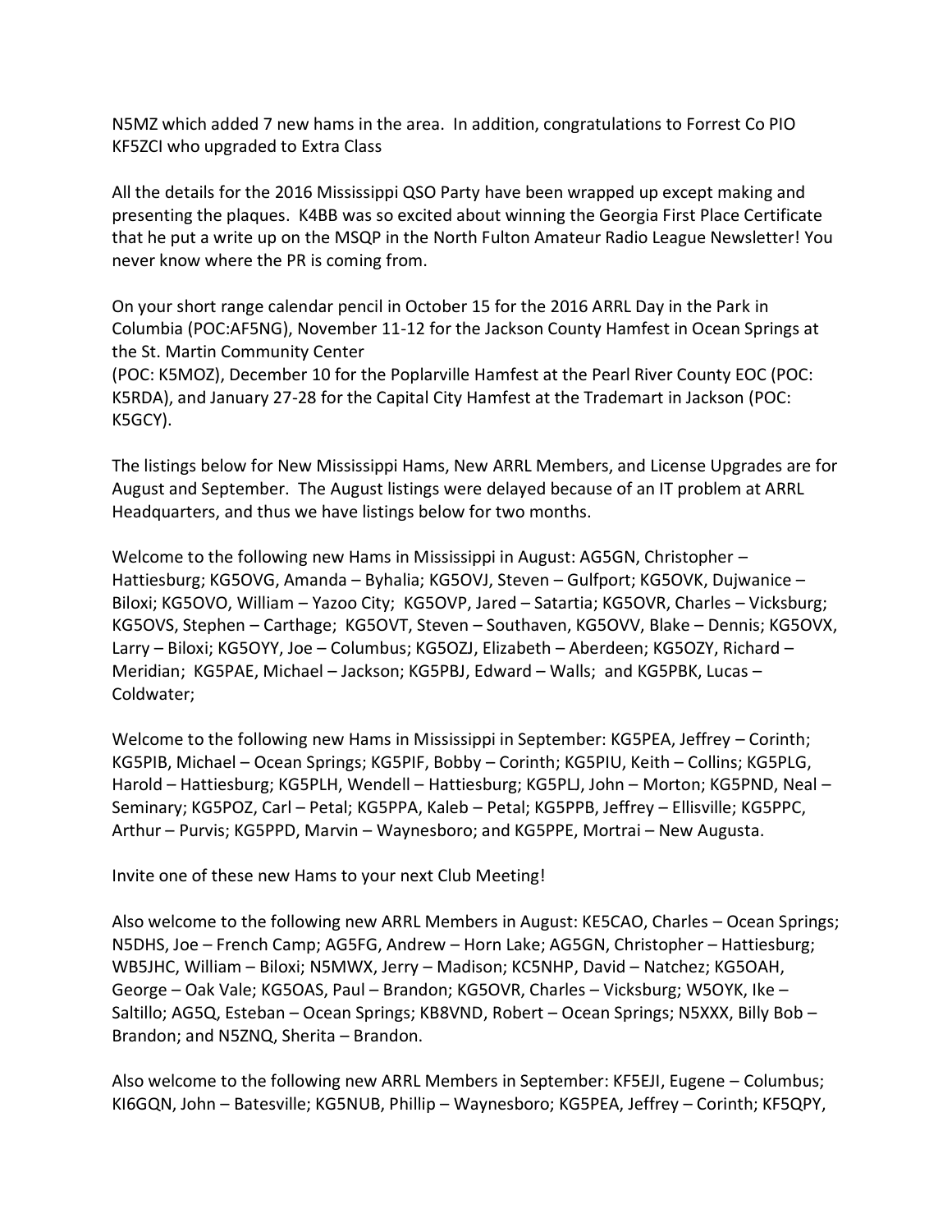N5MZ which added 7 new hams in the area. In addition, congratulations to Forrest Co PIO KF5ZCI who upgraded to Extra Class

All the details for the 2016 Mississippi QSO Party have been wrapped up except making and presenting the plaques. K4BB was so excited about winning the Georgia First Place Certificate that he put a write up on the MSQP in the North Fulton Amateur Radio League Newsletter! You never know where the PR is coming from.

On your short range calendar pencil in October 15 for the 2016 ARRL Day in the Park in Columbia (POC:AF5NG), November 11-12 for the Jackson County Hamfest in Ocean Springs at the St. Martin Community Center
(POC: K5MOZ), December 10 for the Poplarville Hamfest at the Pearl River County EOC (POC: K5RDA), and January 27-28 for the Capital City Hamfest at the Trademart in Jackson (POC: K5GCY).

The listings below for New Mississippi Hams, New ARRL Members, and License Upgrades are for August and September. The August listings were delayed because of an IT problem at ARRL Headquarters, and thus we have listings below for two months.

Welcome to the following new Hams in Mississippi in August: AG5GN, Christopher – Hattiesburg; KG5OVG, Amanda – Byhalia; KG5OVJ, Steven – Gulfport; KG5OVK, Dujwanice – Biloxi; KG5OVO, William – Yazoo City; KG5OVP, Jared – Satartia; KG5OVR, Charles – Vicksburg; KG5OVS, Stephen – Carthage; KG5OVT, Steven – Southaven, KG5OVV, Blake – Dennis; KG5OVX, Larry – Biloxi; KG5OYY, Joe – Columbus; KG5OZJ, Elizabeth – Aberdeen; KG5OZY, Richard – Meridian; KG5PAE, Michael – Jackson; KG5PBJ, Edward – Walls; and KG5PBK, Lucas – Coldwater;

Welcome to the following new Hams in Mississippi in September: KG5PEA, Jeffrey – Corinth; KG5PIB, Michael – Ocean Springs; KG5PIF, Bobby – Corinth; KG5PIU, Keith – Collins; KG5PLG, Harold – Hattiesburg; KG5PLH, Wendell – Hattiesburg; KG5PLJ, John – Morton; KG5PND, Neal – Seminary; KG5POZ, Carl – Petal; KG5PPA, Kaleb – Petal; KG5PPB, Jeffrey – Ellisville; KG5PPC, Arthur – Purvis; KG5PPD, Marvin – Waynesboro; and KG5PPE, Mortrai – New Augusta.

Invite one of these new Hams to your next Club Meeting!

Also welcome to the following new ARRL Members in August: KE5CAO, Charles – Ocean Springs; N5DHS, Joe – French Camp; AG5FG, Andrew – Horn Lake; AG5GN, Christopher – Hattiesburg; WB5JHC, William – Biloxi; N5MWX, Jerry – Madison; KC5NHP, David – Natchez; KG5OAH, George – Oak Vale; KG5OAS, Paul – Brandon; KG5OVR, Charles – Vicksburg; W5OYK, Ike – Saltillo; AG5Q, Esteban – Ocean Springs; KB8VND, Robert – Ocean Springs; N5XXX, Billy Bob – Brandon; and N5ZNQ, Sherita – Brandon.

Also welcome to the following new ARRL Members in September: KF5EJI, Eugene – Columbus; KI6GQN, John – Batesville; KG5NUB, Phillip – Waynesboro; KG5PEA, Jeffrey – Corinth; KF5QPY,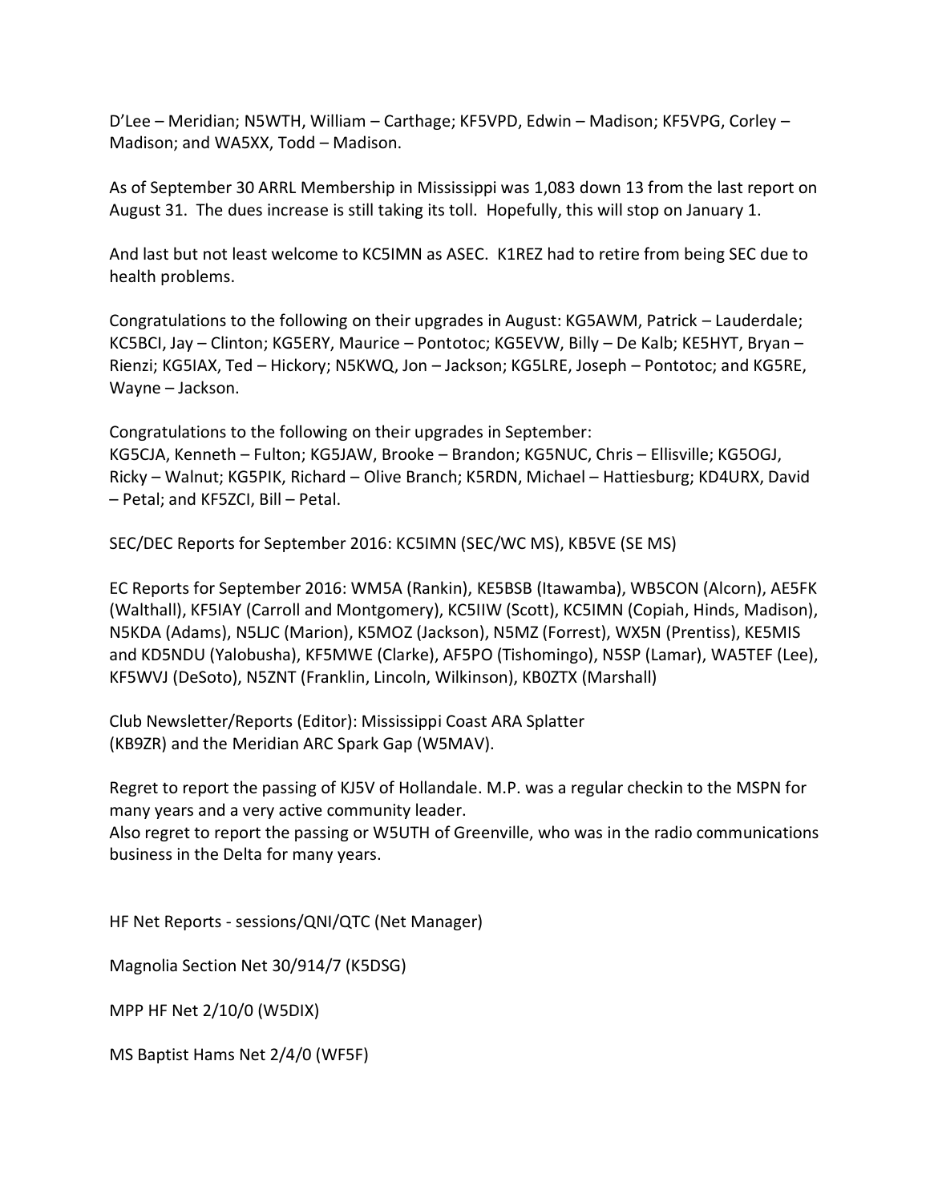D'Lee – Meridian; N5WTH, William – Carthage; KF5VPD, Edwin – Madison; KF5VPG, Corley – Madison; and WA5XX, Todd – Madison.

As of September 30 ARRL Membership in Mississippi was 1,083 down 13 from the last report on August 31. The dues increase is still taking its toll. Hopefully, this will stop on January 1.

And last but not least welcome to KC5IMN as ASEC. K1REZ had to retire from being SEC due to health problems.

Congratulations to the following on their upgrades in August: KG5AWM, Patrick – Lauderdale; KC5BCI, Jay – Clinton; KG5ERY, Maurice – Pontotoc; KG5EVW, Billy – De Kalb; KE5HYT, Bryan – Rienzi; KG5IAX, Ted – Hickory; N5KWQ, Jon – Jackson; KG5LRE, Joseph – Pontotoc; and KG5RE, Wayne – Jackson.

Congratulations to the following on their upgrades in September:
KG5CJA, Kenneth – Fulton; KG5JAW, Brooke – Brandon; KG5NUC, Chris – Ellisville; KG5OGJ, Ricky – Walnut; KG5PIK, Richard – Olive Branch; K5RDN, Michael – Hattiesburg; KD4URX, David – Petal; and KF5ZCI, Bill – Petal.

SEC/DEC Reports for September 2016: KC5IMN (SEC/WC MS), KB5VE (SE MS)

EC Reports for September 2016: WM5A (Rankin), KE5BSB (Itawamba), WB5CON (Alcorn), AE5FK (Walthall), KF5IAY (Carroll and Montgomery), KC5IIW (Scott), KC5IMN (Copiah, Hinds, Madison), N5KDA (Adams), N5LJC (Marion), K5MOZ (Jackson), N5MZ (Forrest), WX5N (Prentiss), KE5MIS and KD5NDU (Yalobusha), KF5MWE (Clarke), AF5PO (Tishomingo), N5SP (Lamar), WA5TEF (Lee), KF5WVJ (DeSoto), N5ZNT (Franklin, Lincoln, Wilkinson), KB0ZTX (Marshall)

Club Newsletter/Reports (Editor): Mississippi Coast ARA Splatter
(KB9ZR) and the Meridian ARC Spark Gap (W5MAV).

Regret to report the passing of KJ5V of Hollandale. M.P. was a regular checkin to the MSPN for many years and a very active community leader.
Also regret to report the passing or W5UTH of Greenville, who was in the radio communications business in the Delta for many years.

HF Net Reports - sessions/QNI/QTC (Net Manager)

Magnolia Section Net 30/914/7 (K5DSG)

MPP HF Net 2/10/0 (W5DIX)

MS Baptist Hams Net 2/4/0 (WF5F)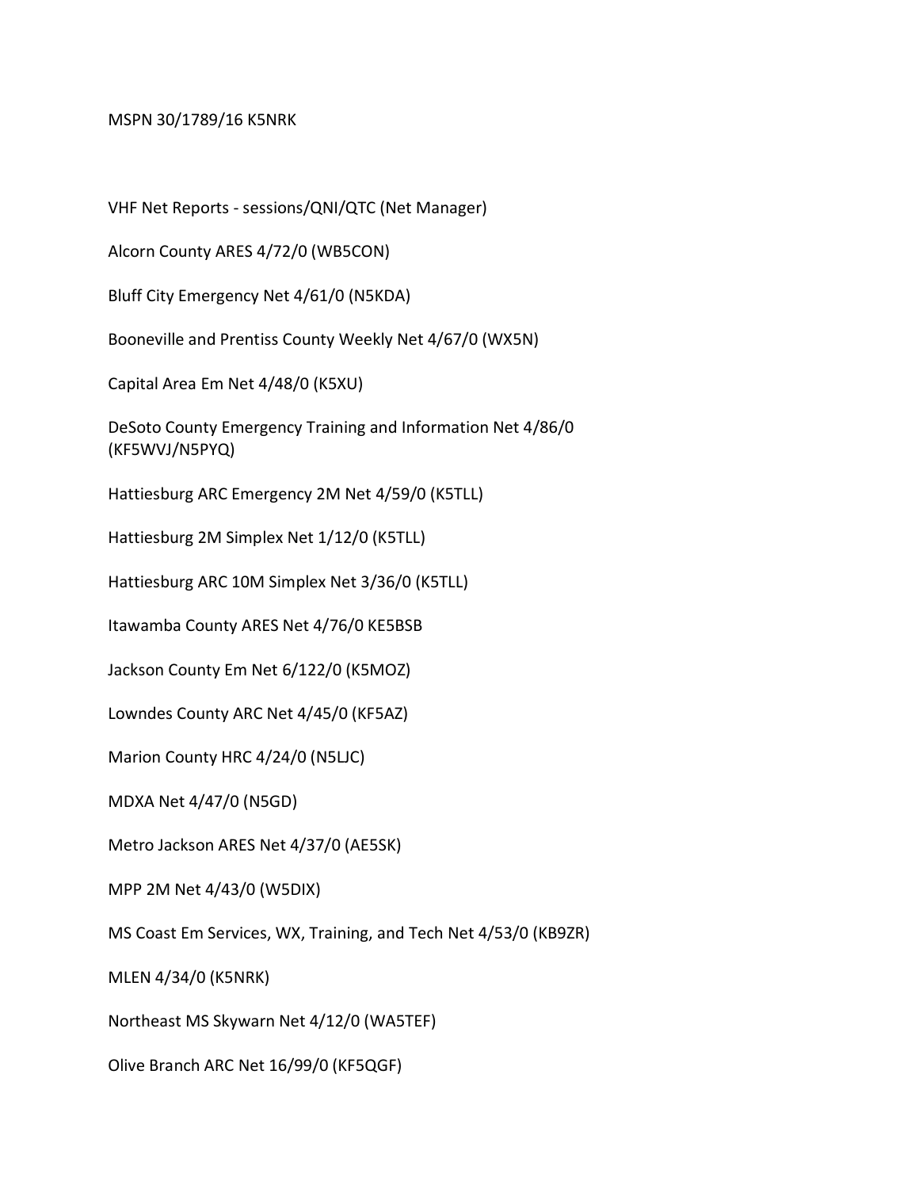MSPN 30/1789/16 K5NRK

VHF Net Reports - sessions/QNI/QTC (Net Manager)

Alcorn County ARES 4/72/0 (WB5CON)

Bluff City Emergency Net 4/61/0 (N5KDA)

Booneville and Prentiss County Weekly Net 4/67/0 (WX5N)

Capital Area Em Net 4/48/0 (K5XU)

DeSoto County Emergency Training and Information Net 4/86/0 (KF5WVJ/N5PYQ)

Hattiesburg ARC Emergency 2M Net 4/59/0 (K5TLL)

Hattiesburg 2M Simplex Net 1/12/0 (K5TLL)

Hattiesburg ARC 10M Simplex Net 3/36/0 (K5TLL)

Itawamba County ARES Net 4/76/0 KE5BSB

Jackson County Em Net 6/122/0 (K5MOZ)

Lowndes County ARC Net 4/45/0 (KF5AZ)

Marion County HRC 4/24/0 (N5LJC)

MDXA Net 4/47/0 (N5GD)

Metro Jackson ARES Net 4/37/0 (AE5SK)

MPP 2M Net 4/43/0 (W5DIX)

MS Coast Em Services, WX, Training, and Tech Net 4/53/0 (KB9ZR)

MLEN 4/34/0 (K5NRK)

Northeast MS Skywarn Net 4/12/0 (WA5TEF)

Olive Branch ARC Net 16/99/0 (KF5QGF)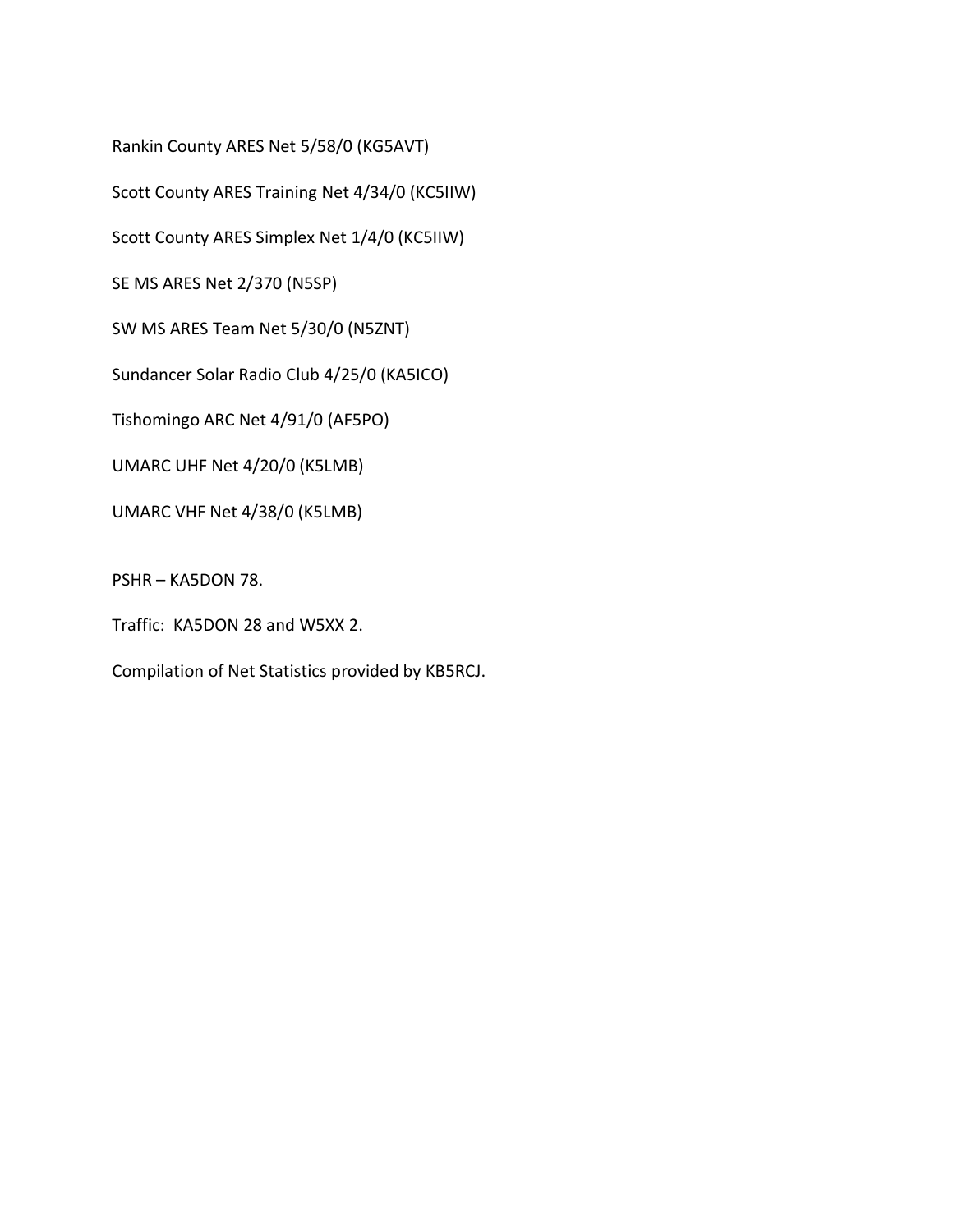Rankin County ARES Net 5/58/0 (KG5AVT)

Scott County ARES Training Net 4/34/0 (KC5IIW)

Scott County ARES Simplex Net 1/4/0 (KC5IIW)

SE MS ARES Net 2/370 (N5SP)

SW MS ARES Team Net 5/30/0 (N5ZNT)

Sundancer Solar Radio Club 4/25/0 (KA5ICO)

Tishomingo ARC Net 4/91/0 (AF5PO)

UMARC UHF Net 4/20/0 (K5LMB)

UMARC VHF Net 4/38/0 (K5LMB)

PSHR – KA5DON 78.

Traffic: KA5DON 28 and W5XX 2.

Compilation of Net Statistics provided by KB5RCJ.